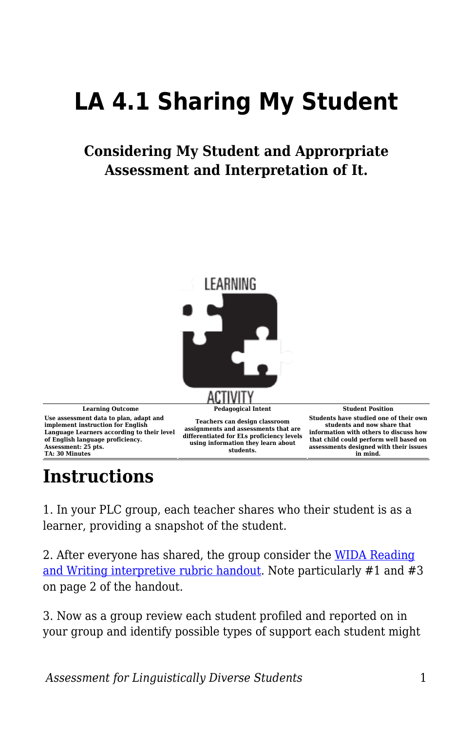# LA 4.1 Sharing My Student

### Considering My Student and Approrpriate Assessment and Interpretation of It.

| Learning Outcome | Pedagogical Intent | Student Position |
|---|---|---|
| Use assessment data to plan, adapt and implement instruction for English Language Learners according to their level of English language proficiency.<br>Assessment: 25 pts.<br>TA: 30 Minutes | Teachers can design classroom assignments and assessments that are differentiated for ELs proficiency levels using information they learn about students. | Students have studied one of their own students and now share that information with others to discuss how that child could perform well based on assessments designed with their issues in mind. |

## Instructions

1. In your PLC group, each teacher shares who their student is as a learner, providing a snapshot of the student.

2. After everyone has shared, the group consider the [WIDA Reading and Writing interpretive rubric handout](). Note particularly #1 and #3 on page 2 of the handout.

3. Now as a group review each student profiled and reported on in your group and identify possible types of support each student might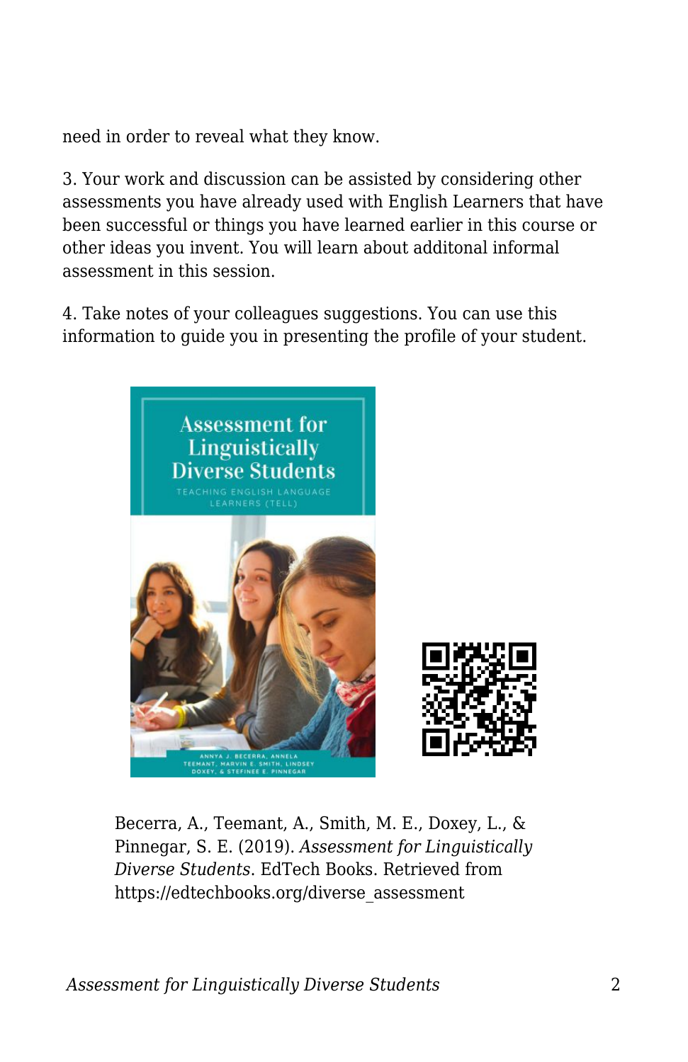need in order to reveal what they know.

3. Your work and discussion can be assisted by considering other assessments you have already used with English Learners that have been successful or things you have learned earlier in this course or other ideas you invent. You will learn about additonal informal assessment in this session.

4. Take notes of your colleagues suggestions. You can use this information to guide you in presenting the profile of your student.

Becerra, A., Teemant, A., Smith, M. E., Doxey, L., & Pinnegar, S. E. (2019). *Assessment for Linguistically Diverse Students*. EdTech Books. Retrieved from https://edtechbooks.org/diverse_assessment